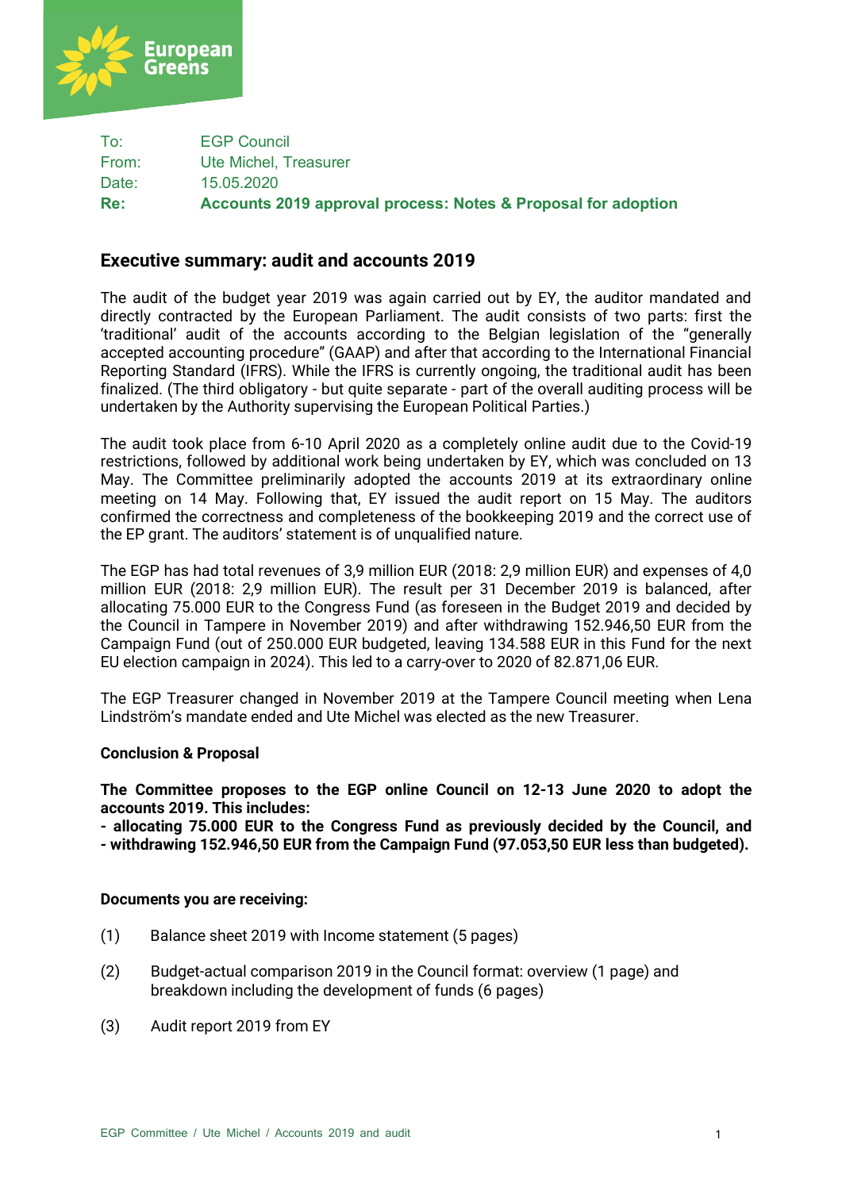European Greens

| | |
|---|---|
| To: | EGP Council |
| From: | Ute Michel, Treasurer |
| Date: | 15.05.2020 |
| **Re:** | **Accounts 2019 approval process: Notes & Proposal for adoption** |

## Executive summary: audit and accounts 2019

The audit of the budget year 2019 was again carried out by EY, the auditor mandated and directly contracted by the European Parliament. The audit consists of two parts: first the 'traditional' audit of the accounts according to the Belgian legislation of the "generally accepted accounting procedure" (GAAP) and after that according to the International Financial Reporting Standard (IFRS). While the IFRS is currently ongoing, the traditional audit has been finalized. (The third obligatory - but quite separate - part of the overall auditing process will be undertaken by the Authority supervising the European Political Parties.)

The audit took place from 6-10 April 2020 as a completely online audit due to the Covid-19 restrictions, followed by additional work being undertaken by EY, which was concluded on 13 May. The Committee preliminarily adopted the accounts 2019 at its extraordinary online meeting on 14 May. Following that, EY issued the audit report on 15 May. The auditors confirmed the correctness and completeness of the bookkeeping 2019 and the correct use of the EP grant. The auditors' statement is of unqualified nature.

The EGP has had total revenues of 3,9 million EUR (2018: 2,9 million EUR) and expenses of 4,0 million EUR (2018: 2,9 million EUR). The result per 31 December 2019 is balanced, after allocating 75.000 EUR to the Congress Fund (as foreseen in the Budget 2019 and decided by the Council in Tampere in November 2019) and after withdrawing 152.946,50 EUR from the Campaign Fund (out of 250.000 EUR budgeted, leaving 134.588 EUR in this Fund for the next EU election campaign in 2024). This led to a carry-over to 2020 of 82.871,06 EUR.

The EGP Treasurer changed in November 2019 at the Tampere Council meeting when Lena Lindström's mandate ended and Ute Michel was elected as the new Treasurer.

**Conclusion & Proposal**

**The Committee proposes to the EGP online Council on 12-13 June 2020 to adopt the accounts 2019. This includes:**
**- allocating 75.000 EUR to the Congress Fund as previously decided by the Council, and**
**- withdrawing 152.946,50 EUR from the Campaign Fund (97.053,50 EUR less than budgeted).**

**Documents you are receiving:**

(1) Balance sheet 2019 with Income statement (5 pages)

(2) Budget-actual comparison 2019 in the Council format: overview (1 page) and breakdown including the development of funds (6 pages)

(3) Audit report 2019 from EY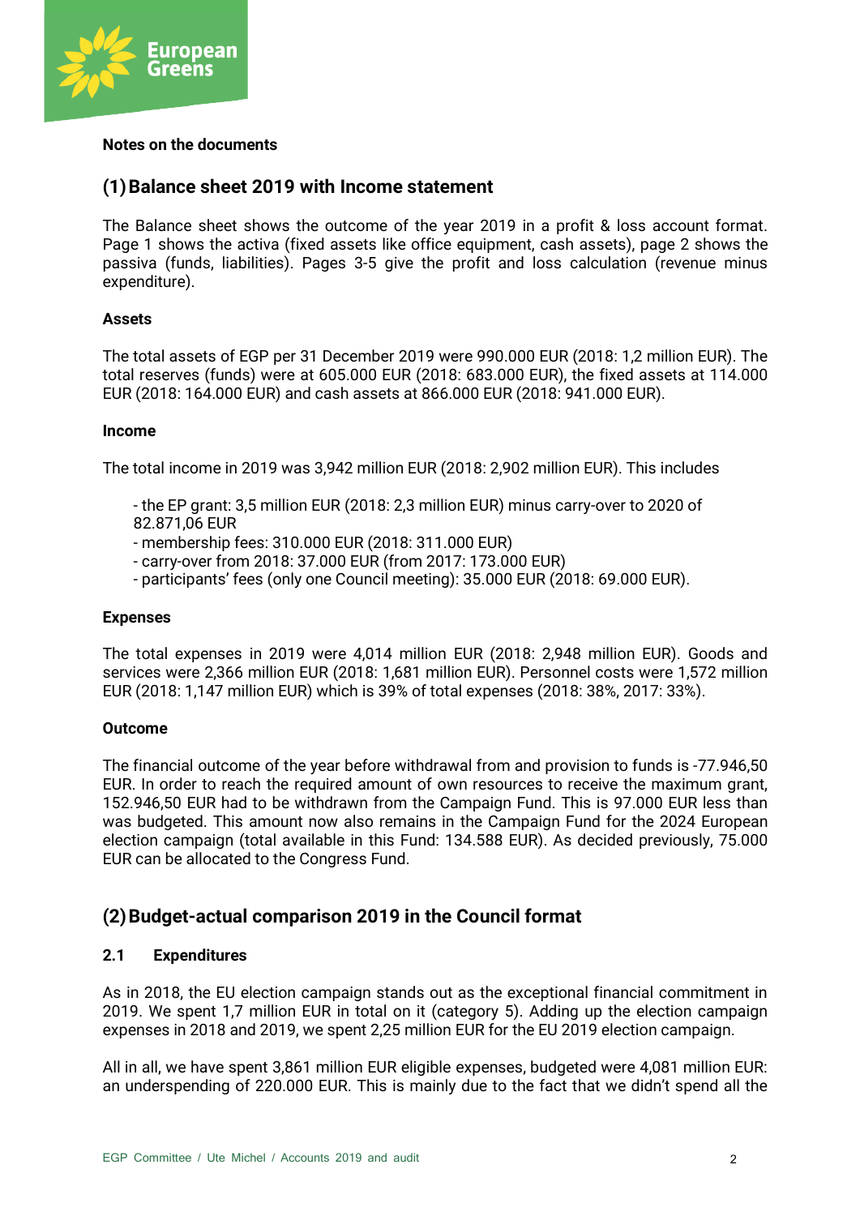**Notes on the documents**

## (1) Balance sheet 2019 with Income statement

The Balance sheet shows the outcome of the year 2019 in a profit & loss account format. Page 1 shows the activa (fixed assets like office equipment, cash assets), page 2 shows the passiva (funds, liabilities). Pages 3-5 give the profit and loss calculation (revenue minus expenditure).

### Assets

The total assets of EGP per 31 December 2019 were 990.000 EUR (2018: 1,2 million EUR). The total reserves (funds) were at 605.000 EUR (2018: 683.000 EUR), the fixed assets at 114.000 EUR (2018: 164.000 EUR) and cash assets at 866.000 EUR (2018: 941.000 EUR).

### Income

The total income in 2019 was 3,942 million EUR (2018: 2,902 million EUR). This includes

- the EP grant: 3,5 million EUR (2018: 2,3 million EUR) minus carry-over to 2020 of 82.871,06 EUR
- membership fees: 310.000 EUR (2018: 311.000 EUR)
- carry-over from 2018: 37.000 EUR (from 2017: 173.000 EUR)
- participants' fees (only one Council meeting): 35.000 EUR (2018: 69.000 EUR).

### Expenses

The total expenses in 2019 were 4,014 million EUR (2018: 2,948 million EUR). Goods and services were 2,366 million EUR (2018: 1,681 million EUR). Personnel costs were 1,572 million EUR (2018: 1,147 million EUR) which is 39% of total expenses (2018: 38%, 2017: 33%).

### Outcome

The financial outcome of the year before withdrawal from and provision to funds is -77.946,50 EUR. In order to reach the required amount of own resources to receive the maximum grant, 152.946,50 EUR had to be withdrawn from the Campaign Fund. This is 97.000 EUR less than was budgeted. This amount now also remains in the Campaign Fund for the 2024 European election campaign (total available in this Fund: 134.588 EUR). As decided previously, 75.000 EUR can be allocated to the Congress Fund.

## (2) Budget-actual comparison 2019 in the Council format

### 2.1 Expenditures

As in 2018, the EU election campaign stands out as the exceptional financial commitment in 2019. We spent 1,7 million EUR in total on it (category 5). Adding up the election campaign expenses in 2018 and 2019, we spent 2,25 million EUR for the EU 2019 election campaign.

All in all, we have spent 3,861 million EUR eligible expenses, budgeted were 4,081 million EUR: an underspending of 220.000 EUR. This is mainly due to the fact that we didn't spend all the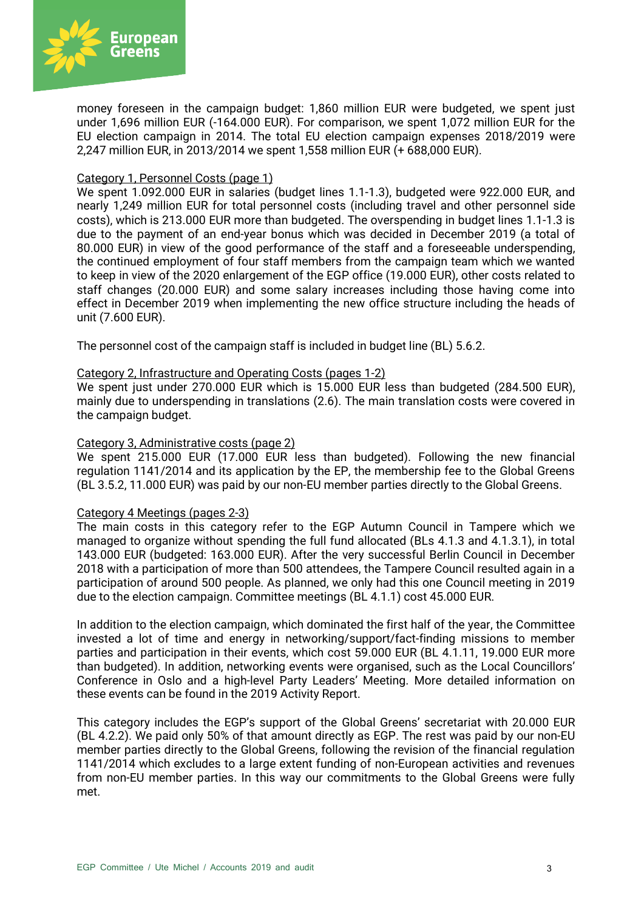money foreseen in the campaign budget: 1,860 million EUR were budgeted, we spent just under 1,696 million EUR (-164.000 EUR). For comparison, we spent 1,072 million EUR for the EU election campaign in 2014. The total EU election campaign expenses 2018/2019 were 2,247 million EUR, in 2013/2014 we spent 1,558 million EUR (+ 688,000 EUR).

<u>Category 1, Personnel Costs (page 1)</u>
We spent 1.092.000 EUR in salaries (budget lines 1.1-1.3), budgeted were 922.000 EUR, and nearly 1,249 million EUR for total personnel costs (including travel and other personnel side costs), which is 213.000 EUR more than budgeted. The overspending in budget lines 1.1-1.3 is due to the payment of an end-year bonus which was decided in December 2019 (a total of 80.000 EUR) in view of the good performance of the staff and a foreseeable underspending, the continued employment of four staff members from the campaign team which we wanted to keep in view of the 2020 enlargement of the EGP office (19.000 EUR), other costs related to staff changes (20.000 EUR) and some salary increases including those having come into effect in December 2019 when implementing the new office structure including the heads of unit (7.600 EUR).

The personnel cost of the campaign staff is included in budget line (BL) 5.6.2.

<u>Category 2, Infrastructure and Operating Costs (pages 1-2)</u>
We spent just under 270.000 EUR which is 15.000 EUR less than budgeted (284.500 EUR), mainly due to underspending in translations (2.6). The main translation costs were covered in the campaign budget.

<u>Category 3, Administrative costs (page 2)</u>
We spent 215.000 EUR (17.000 EUR less than budgeted). Following the new financial regulation 1141/2014 and its application by the EP, the membership fee to the Global Greens (BL 3.5.2, 11.000 EUR) was paid by our non-EU member parties directly to the Global Greens.

<u>Category 4 Meetings (pages 2-3)</u>
The main costs in this category refer to the EGP Autumn Council in Tampere which we managed to organize without spending the full fund allocated (BLs 4.1.3 and 4.1.3.1), in total 143.000 EUR (budgeted: 163.000 EUR). After the very successful Berlin Council in December 2018 with a participation of more than 500 attendees, the Tampere Council resulted again in a participation of around 500 people. As planned, we only had this one Council meeting in 2019 due to the election campaign. Committee meetings (BL 4.1.1) cost 45.000 EUR.

In addition to the election campaign, which dominated the first half of the year, the Committee invested a lot of time and energy in networking/support/fact-finding missions to member parties and participation in their events, which cost 59.000 EUR (BL 4.1.11, 19.000 EUR more than budgeted). In addition, networking events were organised, such as the Local Councillors' Conference in Oslo and a high-level Party Leaders' Meeting. More detailed information on these events can be found in the 2019 Activity Report.

This category includes the EGP's support of the Global Greens' secretariat with 20.000 EUR (BL 4.2.2). We paid only 50% of that amount directly as EGP. The rest was paid by our non-EU member parties directly to the Global Greens, following the revision of the financial regulation 1141/2014 which excludes to a large extent funding of non-European activities and revenues from non-EU member parties. In this way our commitments to the Global Greens were fully met.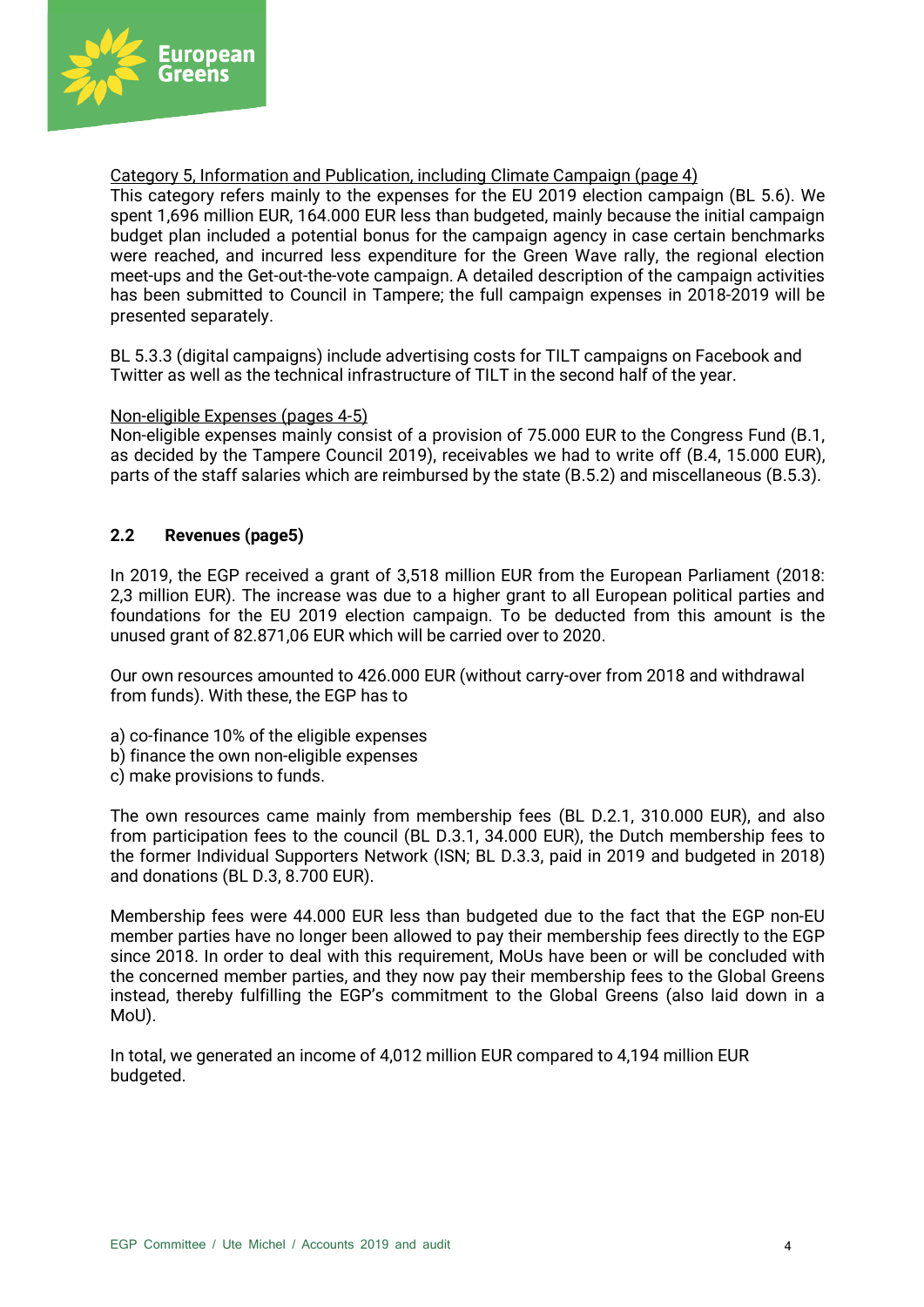<u>Category 5, Information and Publication, including Climate Campaign (page 4)</u>
This category refers mainly to the expenses for the EU 2019 election campaign (BL 5.6). We spent 1,696 million EUR, 164.000 EUR less than budgeted, mainly because the initial campaign budget plan included a potential bonus for the campaign agency in case certain benchmarks were reached, and incurred less expenditure for the Green Wave rally, the regional election meet-ups and the Get-out-the-vote campaign. A detailed description of the campaign activities has been submitted to Council in Tampere; the full campaign expenses in 2018-2019 will be presented separately.

BL 5.3.3 (digital campaigns) include advertising costs for TILT campaigns on Facebook and Twitter as well as the technical infrastructure of TILT in the second half of the year.

<u>Non-eligible Expenses (pages 4-5)</u>
Non-eligible expenses mainly consist of a provision of 75.000 EUR to the Congress Fund (B.1, as decided by the Tampere Council 2019), receivables we had to write off (B.4, 15.000 EUR), parts of the staff salaries which are reimbursed by the state (B.5.2) and miscellaneous (B.5.3).

## 2.2 Revenues (page5)

In 2019, the EGP received a grant of 3,518 million EUR from the European Parliament (2018: 2,3 million EUR). The increase was due to a higher grant to all European political parties and foundations for the EU 2019 election campaign. To be deducted from this amount is the unused grant of 82.871,06 EUR which will be carried over to 2020.

Our own resources amounted to 426.000 EUR (without carry-over from 2018 and withdrawal from funds). With these, the EGP has to

a) co-finance 10% of the eligible expenses
b) finance the own non-eligible expenses
c) make provisions to funds.

The own resources came mainly from membership fees (BL D.2.1, 310.000 EUR), and also from participation fees to the council (BL D.3.1, 34.000 EUR), the Dutch membership fees to the former Individual Supporters Network (ISN; BL D.3.3, paid in 2019 and budgeted in 2018) and donations (BL D.3, 8.700 EUR).

Membership fees were 44.000 EUR less than budgeted due to the fact that the EGP non-EU member parties have no longer been allowed to pay their membership fees directly to the EGP since 2018. In order to deal with this requirement, MoUs have been or will be concluded with the concerned member parties, and they now pay their membership fees to the Global Greens instead, thereby fulfilling the EGP's commitment to the Global Greens (also laid down in a MoU).

In total, we generated an income of 4,012 million EUR compared to 4,194 million EUR budgeted.